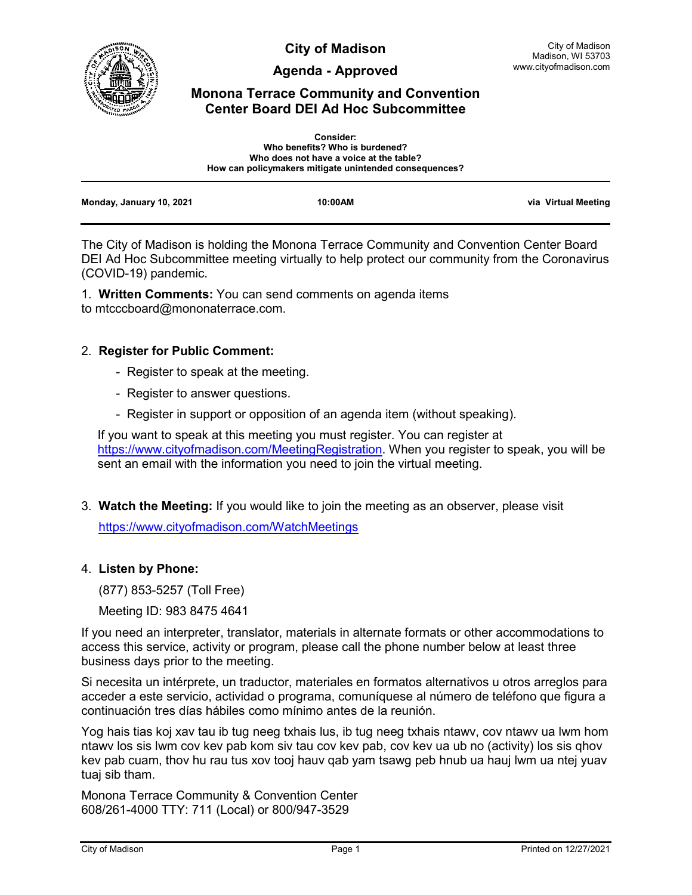# City of Madison

## Agenda - Approved

## Monona Terrace Community and Convention Center Board DEI Ad Hoc Subcommittee

City of Madison
Madison, WI 53703
www.cityofmadison.com

**Consider:**
**Who benefits? Who is burdened?**
**Who does not have a voice at the table?**
**How can policymakers mitigate unintended consequences?**

**Monday, January 10, 2021** | **10:00AM** | **via Virtual Meeting**

The City of Madison is holding the Monona Terrace Community and Convention Center Board DEI Ad Hoc Subcommittee meeting virtually to help protect our community from the Coronavirus (COVID-19) pandemic.

1. **Written Comments:** You can send comments on agenda items to mtcccboard@mononaterrace.com.

2. **Register for Public Comment:**
   - Register to speak at the meeting.
   - Register to answer questions.
   - Register in support or opposition of an agenda item (without speaking).

   If you want to speak at this meeting you must register. You can register at https://www.cityofmadison.com/MeetingRegistration. When you register to speak, you will be sent an email with the information you need to join the virtual meeting.

3. **Watch the Meeting:** If you would like to join the meeting as an observer, please visit

   https://www.cityofmadison.com/WatchMeetings

4. **Listen by Phone:**

   (877) 853-5257 (Toll Free)

   Meeting ID: 983 8475 4641

If you need an interpreter, translator, materials in alternate formats or other accommodations to access this service, activity or program, please call the phone number below at least three business days prior to the meeting.

Si necesita un intérprete, un traductor, materiales en formatos alternativos u otros arreglos para acceder a este servicio, actividad o programa, comuníquese al número de teléfono que figura a continuación tres días hábiles como mínimo antes de la reunión.

Yog hais tias koj xav tau ib tug neeg txhais lus, ib tug neeg txhais ntawv, cov ntawv ua lwm hom ntawv los sis lwm cov kev pab kom siv tau cov kev pab, cov kev ua ub no (activity) los sis qhov kev pab cuam, thov hu rau tus xov tooj hauv qab yam tsawg peb hnub ua hauj lwm ua ntej yuav tuaj sib tham.

Monona Terrace Community & Convention Center
608/261-4000 TTY: 711 (Local) or 800/947-3529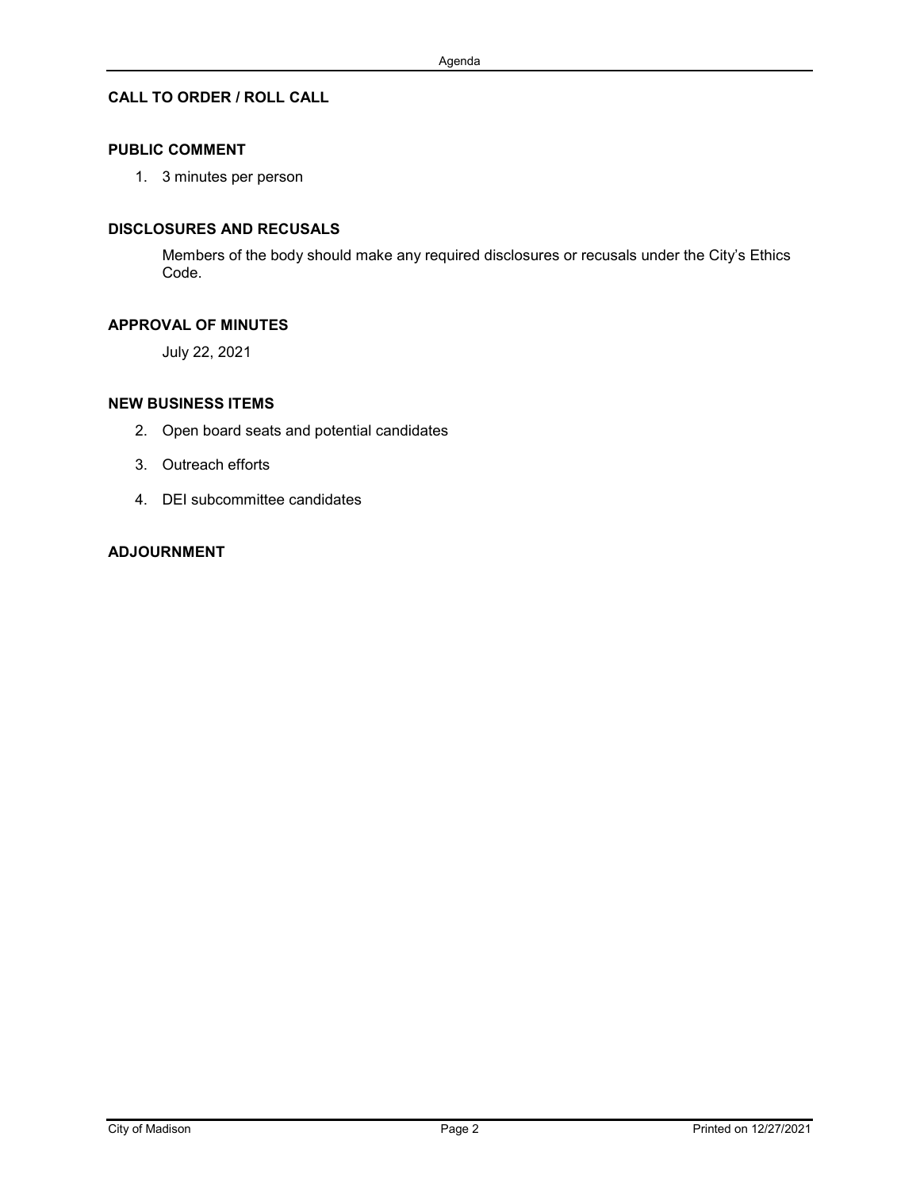## CALL TO ORDER / ROLL CALL

## PUBLIC COMMENT

1. 3 minutes per person

## DISCLOSURES AND RECUSALS

Members of the body should make any required disclosures or recusals under the City's Ethics Code.

## APPROVAL OF MINUTES

July 22, 2021

## NEW BUSINESS ITEMS

2. Open board seats and potential candidates
3. Outreach efforts
4. DEI subcommittee candidates

## ADJOURNMENT